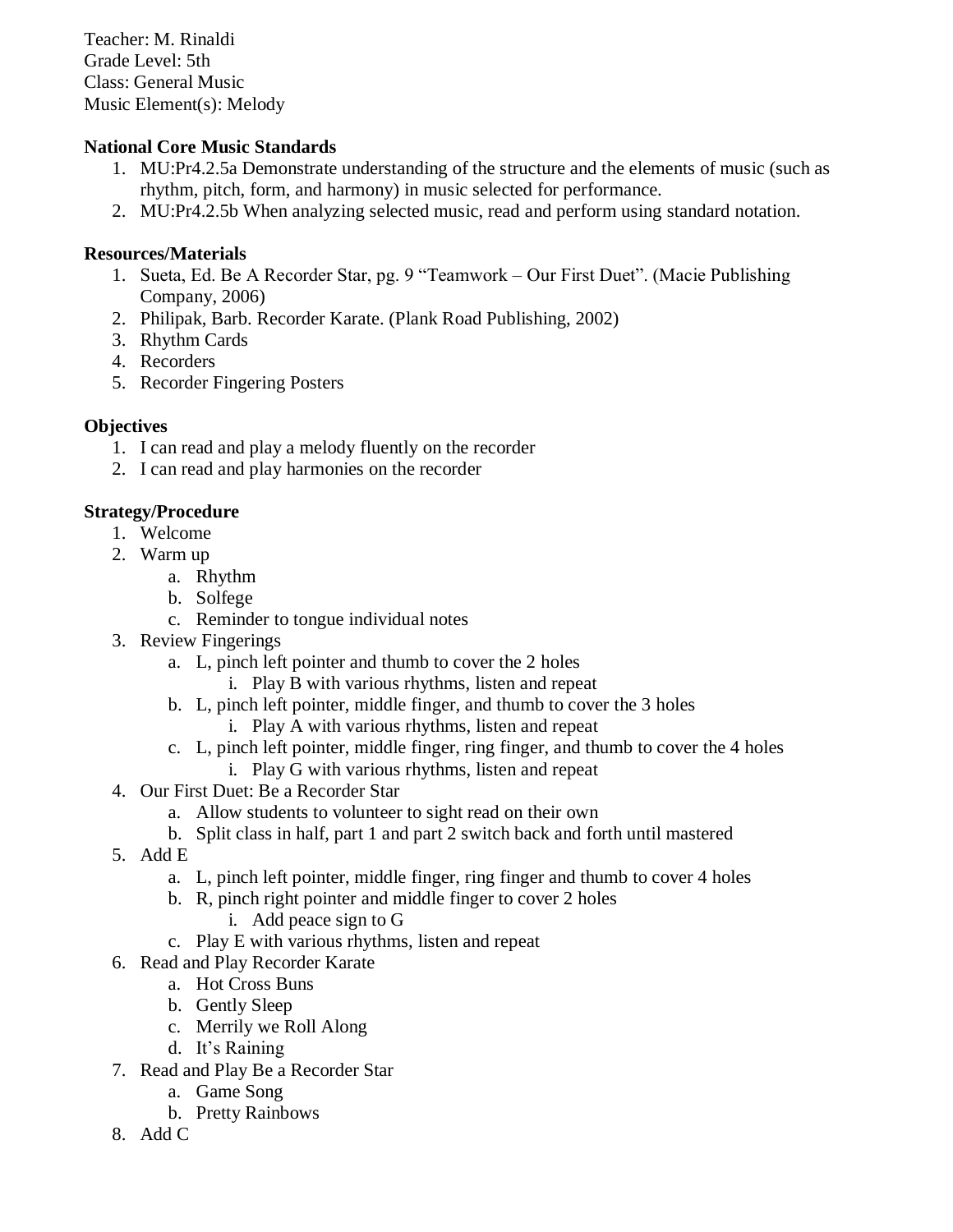Teacher: M. Rinaldi
Grade Level: 5th
Class: General Music
Music Element(s): Melody

**National Core Music Standards**

1. MU:Pr4.2.5a Demonstrate understanding of the structure and the elements of music (such as rhythm, pitch, form, and harmony) in music selected for performance.
2. MU:Pr4.2.5b When analyzing selected music, read and perform using standard notation.

**Resources/Materials**

1. Sueta, Ed. Be A Recorder Star, pg. 9 "Teamwork – Our First Duet". (Macie Publishing Company, 2006)
2. Philipak, Barb. Recorder Karate. (Plank Road Publishing, 2002)
3. Rhythm Cards
4. Recorders
5. Recorder Fingering Posters

**Objectives**

1. I can read and play a melody fluently on the recorder
2. I can read and play harmonies on the recorder

**Strategy/Procedure**

1. Welcome
2. Warm up
   a. Rhythm
   b. Solfege
   c. Reminder to tongue individual notes
3. Review Fingerings
   a. L, pinch left pointer and thumb to cover the 2 holes
      i. Play B with various rhythms, listen and repeat
   b. L, pinch left pointer, middle finger, and thumb to cover the 3 holes
      i. Play A with various rhythms, listen and repeat
   c. L, pinch left pointer, middle finger, ring finger, and thumb to cover the 4 holes
      i. Play G with various rhythms, listen and repeat
4. Our First Duet: Be a Recorder Star
   a. Allow students to volunteer to sight read on their own
   b. Split class in half, part 1 and part 2 switch back and forth until mastered
5. Add E
   a. L, pinch left pointer, middle finger, ring finger and thumb to cover 4 holes
   b. R, pinch right pointer and middle finger to cover 2 holes
      i. Add peace sign to G
   c. Play E with various rhythms, listen and repeat
6. Read and Play Recorder Karate
   a. Hot Cross Buns
   b. Gently Sleep
   c. Merrily we Roll Along
   d. It's Raining
7. Read and Play Be a Recorder Star
   a. Game Song
   b. Pretty Rainbows
8. Add C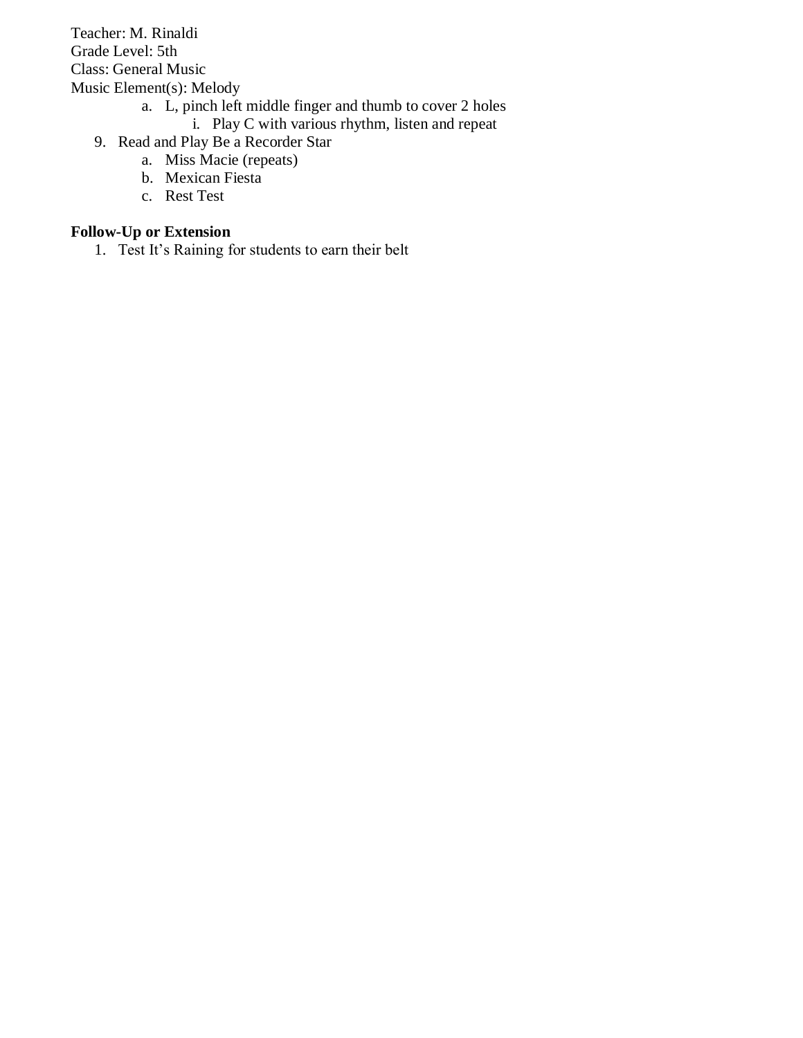Teacher: M. Rinaldi
Grade Level: 5th
Class: General Music
Music Element(s): Melody

   a. L, pinch left middle finger and thumb to cover 2 holes
      i. Play C with various rhythm, listen and repeat

9. Read and Play Be a Recorder Star
   a. Miss Macie (repeats)
   b. Mexican Fiesta
   c. Rest Test

**Follow-Up or Extension**

1. Test It's Raining for students to earn their belt